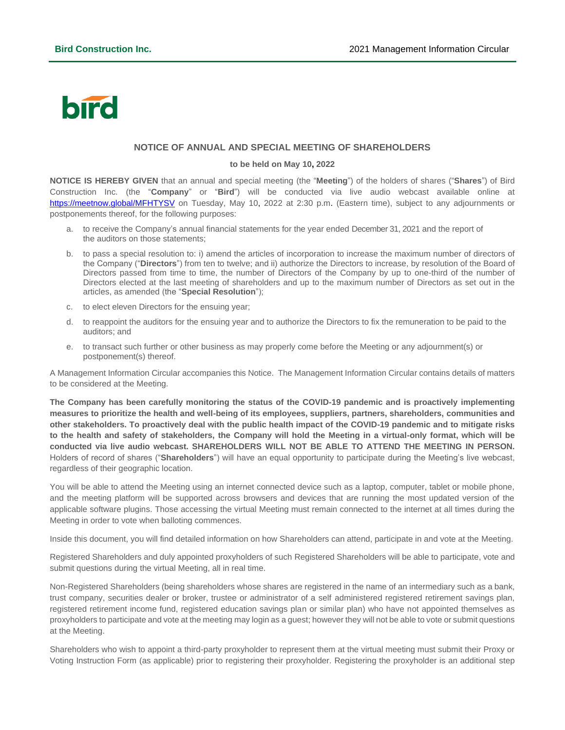# NOTICE OF ANNUAL AND SPECIAL MEETING OF SHAREHOLDERS

**to be held on May 10, 2022**

**NOTICE IS HEREBY GIVEN** that an annual and special meeting (the "**Meeting**") of the holders of shares ("**Shares**") of Bird Construction Inc. (the "**Company**" or "**Bird**") will be conducted via live audio webcast available online at https://meetnow.global/MFHTYSV on Tuesday, May 10, 2022 at 2:30 p.m. (Eastern time), subject to any adjournments or postponements thereof, for the following purposes:

a. to receive the Company's annual financial statements for the year ended December 31, 2021 and the report of the auditors on those statements;

b. to pass a special resolution to: i) amend the articles of incorporation to increase the maximum number of directors of the Company ("**Directors**") from ten to twelve; and ii) authorize the Directors to increase, by resolution of the Board of Directors passed from time to time, the number of Directors of the Company by up to one-third of the number of Directors elected at the last meeting of shareholders and up to the maximum number of Directors as set out in the articles, as amended (the "**Special Resolution**");

c. to elect eleven Directors for the ensuing year;

d. to reappoint the auditors for the ensuing year and to authorize the Directors to fix the remuneration to be paid to the auditors; and

e. to transact such further or other business as may properly come before the Meeting or any adjournment(s) or postponement(s) thereof.

A Management Information Circular accompanies this Notice. The Management Information Circular contains details of matters to be considered at the Meeting.

**The Company has been carefully monitoring the status of the COVID-19 pandemic and is proactively implementing measures to prioritize the health and well-being of its employees, suppliers, partners, shareholders, communities and other stakeholders. To proactively deal with the public health impact of the COVID-19 pandemic and to mitigate risks to the health and safety of stakeholders, the Company will hold the Meeting in a virtual-only format, which will be conducted via live audio webcast. SHAREHOLDERS WILL NOT BE ABLE TO ATTEND THE MEETING IN PERSON.** Holders of record of shares ("**Shareholders**") will have an equal opportunity to participate during the Meeting's live webcast, regardless of their geographic location.

You will be able to attend the Meeting using an internet connected device such as a laptop, computer, tablet or mobile phone, and the meeting platform will be supported across browsers and devices that are running the most updated version of the applicable software plugins. Those accessing the virtual Meeting must remain connected to the internet at all times during the Meeting in order to vote when balloting commences.

Inside this document, you will find detailed information on how Shareholders can attend, participate in and vote at the Meeting.

Registered Shareholders and duly appointed proxyholders of such Registered Shareholders will be able to participate, vote and submit questions during the virtual Meeting, all in real time.

Non-Registered Shareholders (being shareholders whose shares are registered in the name of an intermediary such as a bank, trust company, securities dealer or broker, trustee or administrator of a self administered registered retirement savings plan, registered retirement income fund, registered education savings plan or similar plan) who have not appointed themselves as proxyholders to participate and vote at the meeting may login as a guest; however they will not be able to vote or submit questions at the Meeting.

Shareholders who wish to appoint a third-party proxyholder to represent them at the virtual meeting must submit their Proxy or Voting Instruction Form (as applicable) prior to registering their proxyholder. Registering the proxyholder is an additional step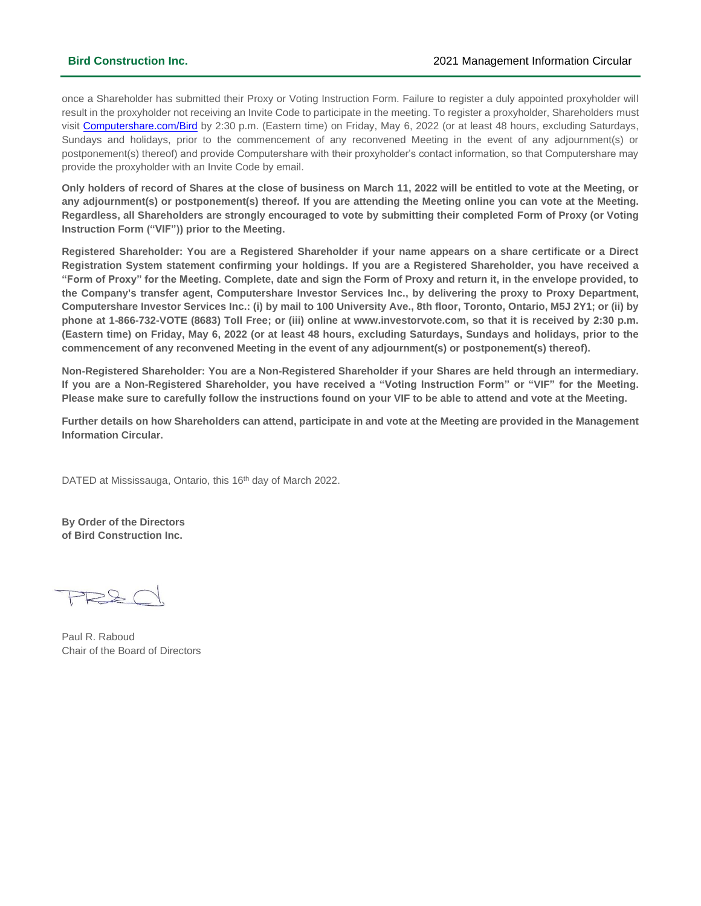once a Shareholder has submitted their Proxy or Voting Instruction Form. Failure to register a duly appointed proxyholder will result in the proxyholder not receiving an Invite Code to participate in the meeting. To register a proxyholder, Shareholders must visit [Computershare.com/Bird](http://Computershare.com/Bird) by 2:30 p.m. (Eastern time) on Friday, May 6, 2022 (or at least 48 hours, excluding Saturdays, Sundays and holidays, prior to the commencement of any reconvened Meeting in the event of any adjournment(s) or postponement(s) thereof) and provide Computershare with their proxyholder's contact information, so that Computershare may provide the proxyholder with an Invite Code by email.

**Only holders of record of Shares at the close of business on March 11, 2022 will be entitled to vote at the Meeting, or any adjournment(s) or postponement(s) thereof. If you are attending the Meeting online you can vote at the Meeting. Regardless, all Shareholders are strongly encouraged to vote by submitting their completed Form of Proxy (or Voting Instruction Form ("VIF")) prior to the Meeting.**

**Registered Shareholder: You are a Registered Shareholder if your name appears on a share certificate or a Direct Registration System statement confirming your holdings. If you are a Registered Shareholder, you have received a "Form of Proxy" for the Meeting. Complete, date and sign the Form of Proxy and return it, in the envelope provided, to the Company's transfer agent, Computershare Investor Services Inc., by delivering the proxy to Proxy Department, Computershare Investor Services Inc.: (i) by mail to 100 University Ave., 8th floor, Toronto, Ontario, M5J 2Y1; or (ii) by phone at 1-866-732-VOTE (8683) Toll Free; or (iii) online at www.investorvote.com, so that it is received by 2:30 p.m. (Eastern time) on Friday, May 6, 2022 (or at least 48 hours, excluding Saturdays, Sundays and holidays, prior to the commencement of any reconvened Meeting in the event of any adjournment(s) or postponement(s) thereof).**

**Non-Registered Shareholder: You are a Non-Registered Shareholder if your Shares are held through an intermediary. If you are a Non-Registered Shareholder, you have received a "Voting Instruction Form" or "VIF" for the Meeting. Please make sure to carefully follow the instructions found on your VIF to be able to attend and vote at the Meeting.**

**Further details on how Shareholders can attend, participate in and vote at the Meeting are provided in the Management Information Circular.**

DATED at Mississauga, Ontario, this 16th day of March 2022.

**By Order of the Directors**
**of Bird Construction Inc.**

Paul R. Raboud
Chair of the Board of Directors